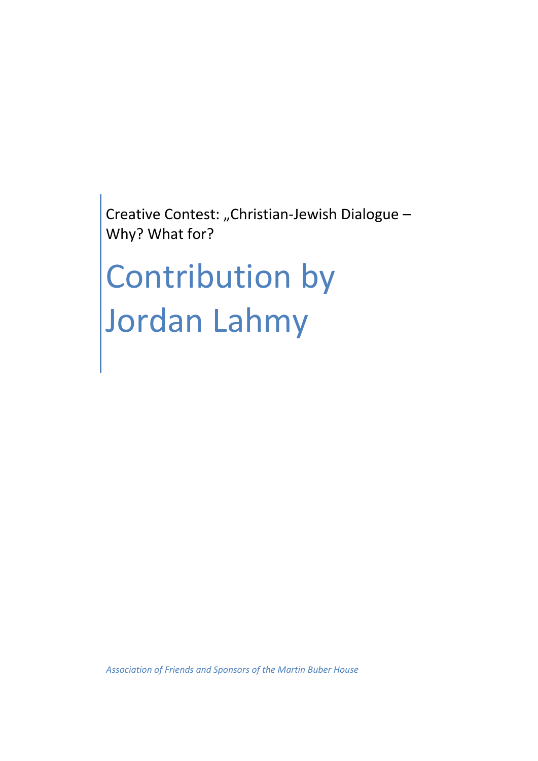Creative Contest: „Christian-Jewish Dialogue – Why? What for?

# Contribution by Jordan Lahmy

*Association of Friends and Sponsors of the Martin Buber House*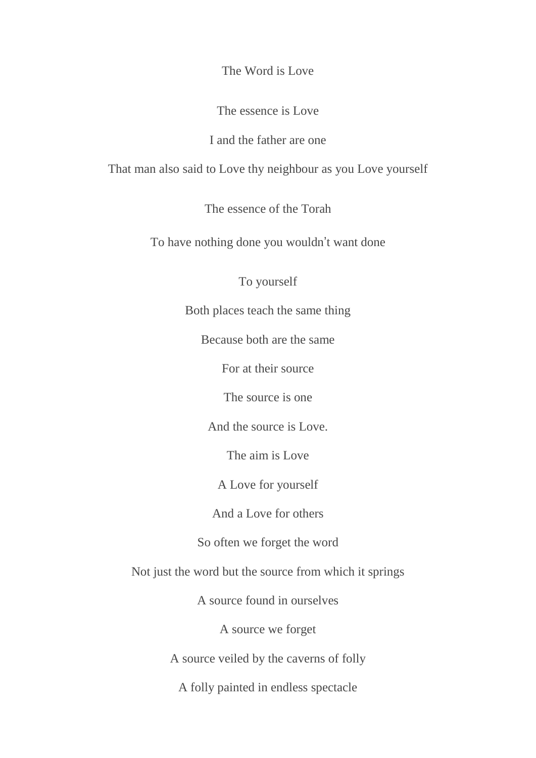The Word is Love

The essence is Love

I and the father are one

That man also said to Love thy neighbour as you Love yourself

The essence of the Torah

To have nothing done you wouldn't want done

To yourself

Both places teach the same thing

Because both are the same

For at their source

The source is one

And the source is Love.

The aim is Love

A Love for yourself

And a Love for others

So often we forget the word

Not just the word but the source from which it springs

A source found in ourselves

A source we forget

A source veiled by the caverns of folly

A folly painted in endless spectacle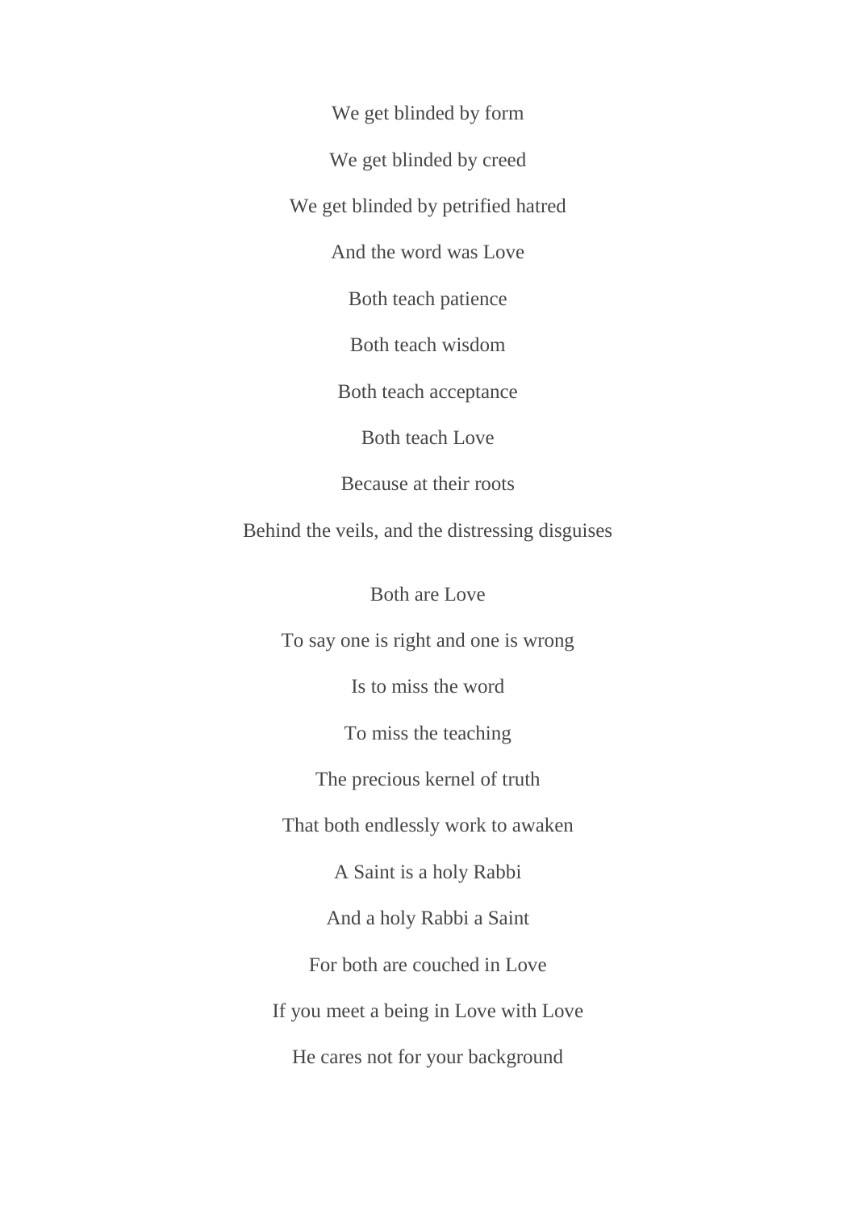We get blinded by form

We get blinded by creed

We get blinded by petrified hatred

And the word was Love

Both teach patience

Both teach wisdom

Both teach acceptance

Both teach Love

Because at their roots

Behind the veils, and the distressing disguises

Both are Love

To say one is right and one is wrong

Is to miss the word

To miss the teaching

The precious kernel of truth

That both endlessly work to awaken

A Saint is a holy Rabbi

And a holy Rabbi a Saint

For both are couched in Love

If you meet a being in Love with Love

He cares not for your background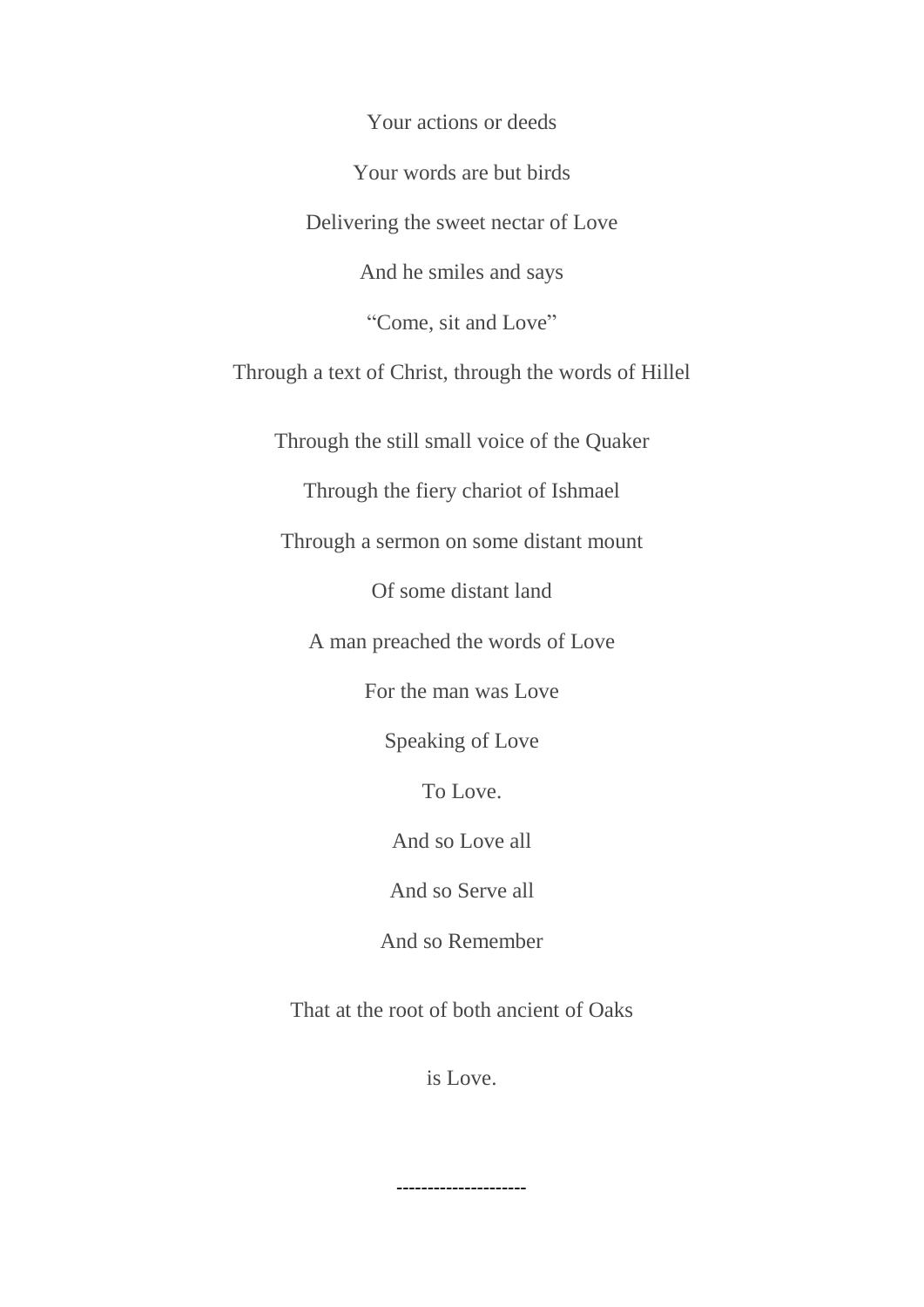Your actions or deeds

Your words are but birds

Delivering the sweet nectar of Love

And he smiles and says

“Come, sit and Love”

Through a text of Christ, through the words of Hillel

Through the still small voice of the Quaker

Through the fiery chariot of Ishmael

Through a sermon on some distant mount

Of some distant land

A man preached the words of Love

For the man was Love

Speaking of Love

To Love.

And so Love all

And so Serve all

And so Remember

That at the root of both ancient of Oaks

is Love.

--------------------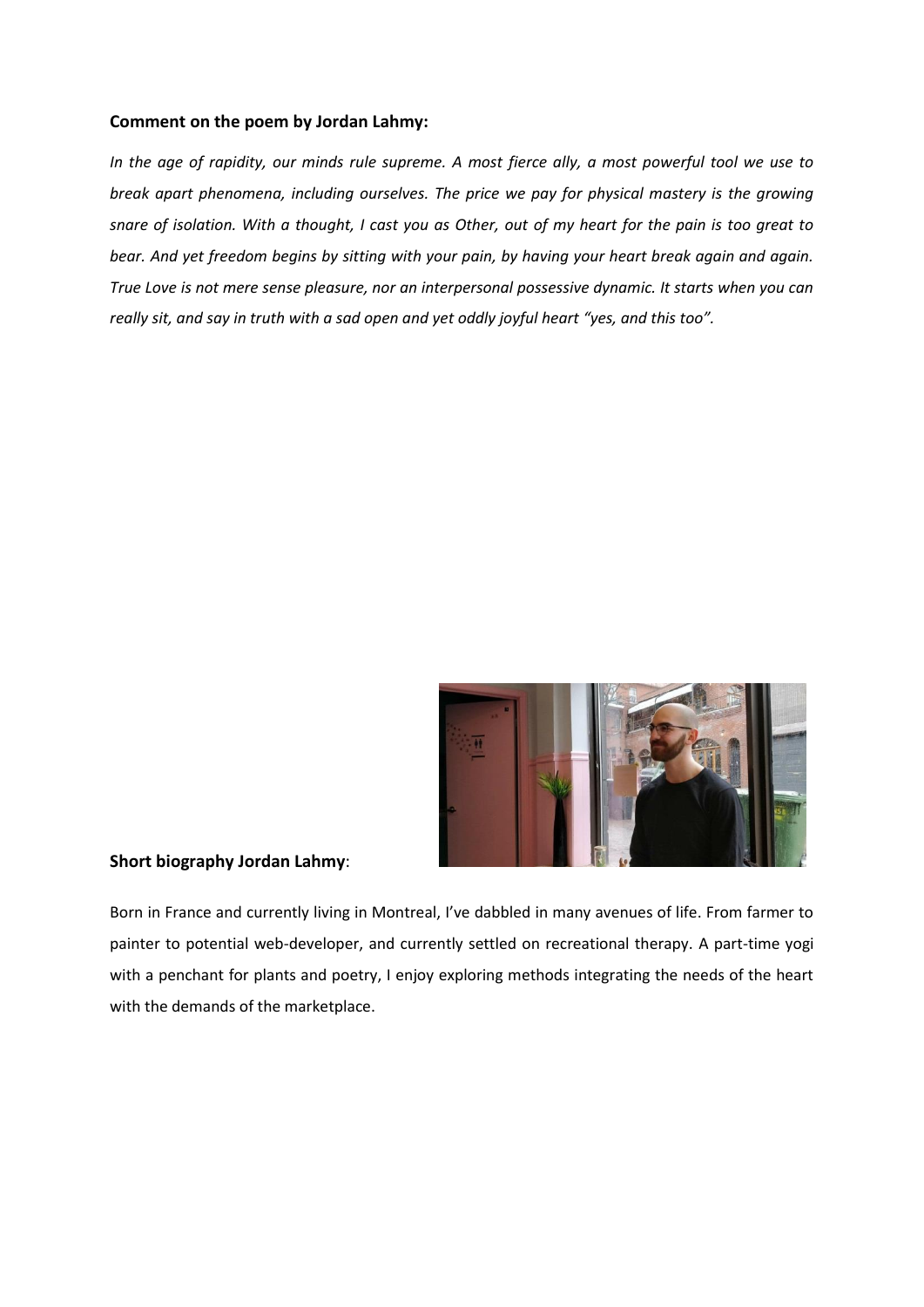**Comment on the poem by Jordan Lahmy:**

*In the age of rapidity, our minds rule supreme. A most fierce ally, a most powerful tool we use to break apart phenomena, including ourselves. The price we pay for physical mastery is the growing snare of isolation. With a thought, I cast you as Other, out of my heart for the pain is too great to bear. And yet freedom begins by sitting with your pain, by having your heart break again and again. True Love is not mere sense pleasure, nor an interpersonal possessive dynamic. It starts when you can really sit, and say in truth with a sad open and yet oddly joyful heart "yes, and this too".*

**Short biography Jordan Lahmy**:

Born in France and currently living in Montreal, I've dabbled in many avenues of life. From farmer to painter to potential web-developer, and currently settled on recreational therapy. A part-time yogi with a penchant for plants and poetry, I enjoy exploring methods integrating the needs of the heart with the demands of the marketplace.